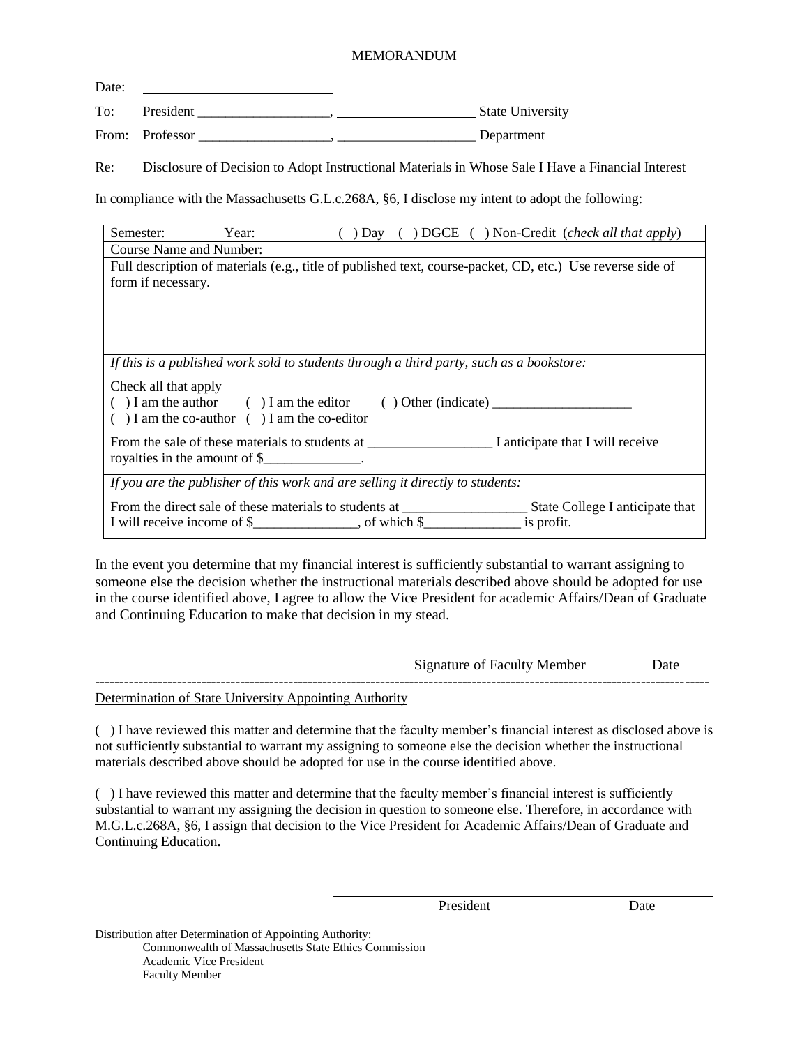# MEMORANDUM

Date: ____________________________

To: President ___________________, ____________________ State University

From: Professor ___________________, ____________________ Department

Re: Disclosure of Decision to Adopt Instructional Materials in Whose Sale I Have a Financial Interest

In compliance with the Massachusetts G.L.c.268A, §6, I disclose my intent to adopt the following:

| Semester: Year: ( ) Day ( ) DGCE ( ) Non-Credit (*check all that apply*) |
|---|
| Course Name and Number: |
| Full description of materials (e.g., title of published text, course-packet, CD, etc.) Use reverse side of form if necessary. |
| *If this is a published work sold to students through a third party, such as a bookstore:* <br><br> Check all that apply <br> ( ) I am the author ( ) I am the editor ( ) Other (indicate) ____________________ <br> ( ) I am the co-author ( ) I am the co-editor <br><br> From the sale of these materials to students at __________________ I anticipate that I will receive royalties in the amount of $______________. |
| *If you are the publisher of this work and are selling it directly to students:* <br><br> From the direct sale of these materials to students at __________________ State College I anticipate that I will receive income of $_______________, of which $______________ is profit. |

In the event you determine that my financial interest is sufficiently substantial to warrant assigning to someone else the decision whether the instructional materials described above should be adopted for use in the course identified above, I agree to allow the Vice President for academic Affairs/Dean of Graduate and Continuing Education to make that decision in my stead.

_____________________________________________

Signature of Faculty Member Date

---

Determination of State University Appointing Authority

( ) I have reviewed this matter and determine that the faculty member's financial interest as disclosed above is not sufficiently substantial to warrant my assigning to someone else the decision whether the instructional materials described above should be adopted for use in the course identified above.

( ) I have reviewed this matter and determine that the faculty member's financial interest is sufficiently substantial to warrant my assigning the decision in question to someone else. Therefore, in accordance with M.G.L.c.268A, §6, I assign that decision to the Vice President for Academic Affairs/Dean of Graduate and Continuing Education.

_____________________________________________

President Date

Distribution after Determination of Appointing Authority:

- Commonwealth of Massachusetts State Ethics Commission
- Academic Vice President
- Faculty Member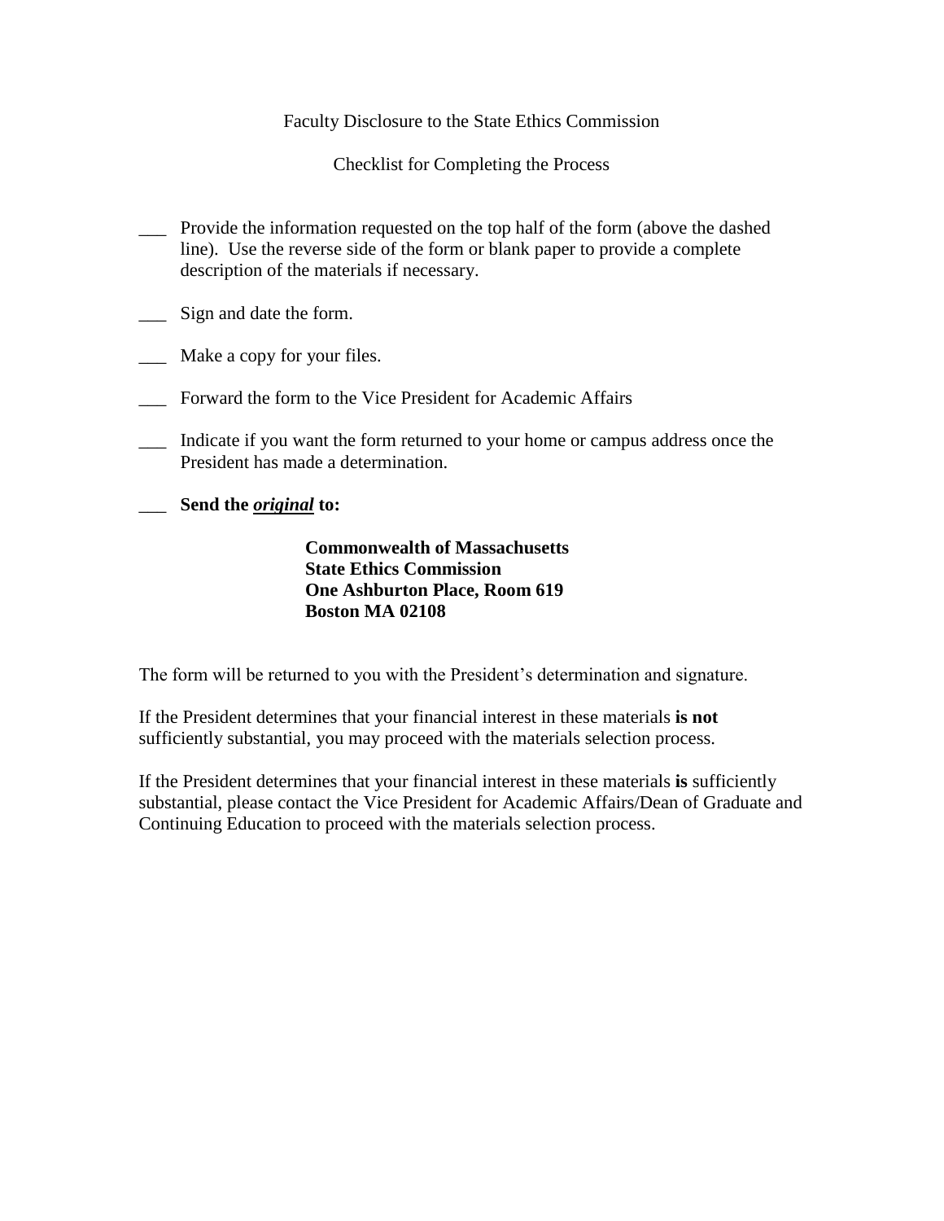Faculty Disclosure to the State Ethics Commission

Checklist for Completing the Process

___ Provide the information requested on the top half of the form (above the dashed line). Use the reverse side of the form or blank paper to provide a complete description of the materials if necessary.

___ Sign and date the form.

___ Make a copy for your files.

___ Forward the form to the Vice President for Academic Affairs

___ Indicate if you want the form returned to your home or campus address once the President has made a determination.

___ **Send the *original* to:**

> **Commonwealth of Massachusetts**
> **State Ethics Commission**
> **One Ashburton Place, Room 619**
> **Boston MA 02108**

The form will be returned to you with the President's determination and signature.

If the President determines that your financial interest in these materials **is not** sufficiently substantial, you may proceed with the materials selection process.

If the President determines that your financial interest in these materials **is** sufficiently substantial, please contact the Vice President for Academic Affairs/Dean of Graduate and Continuing Education to proceed with the materials selection process.